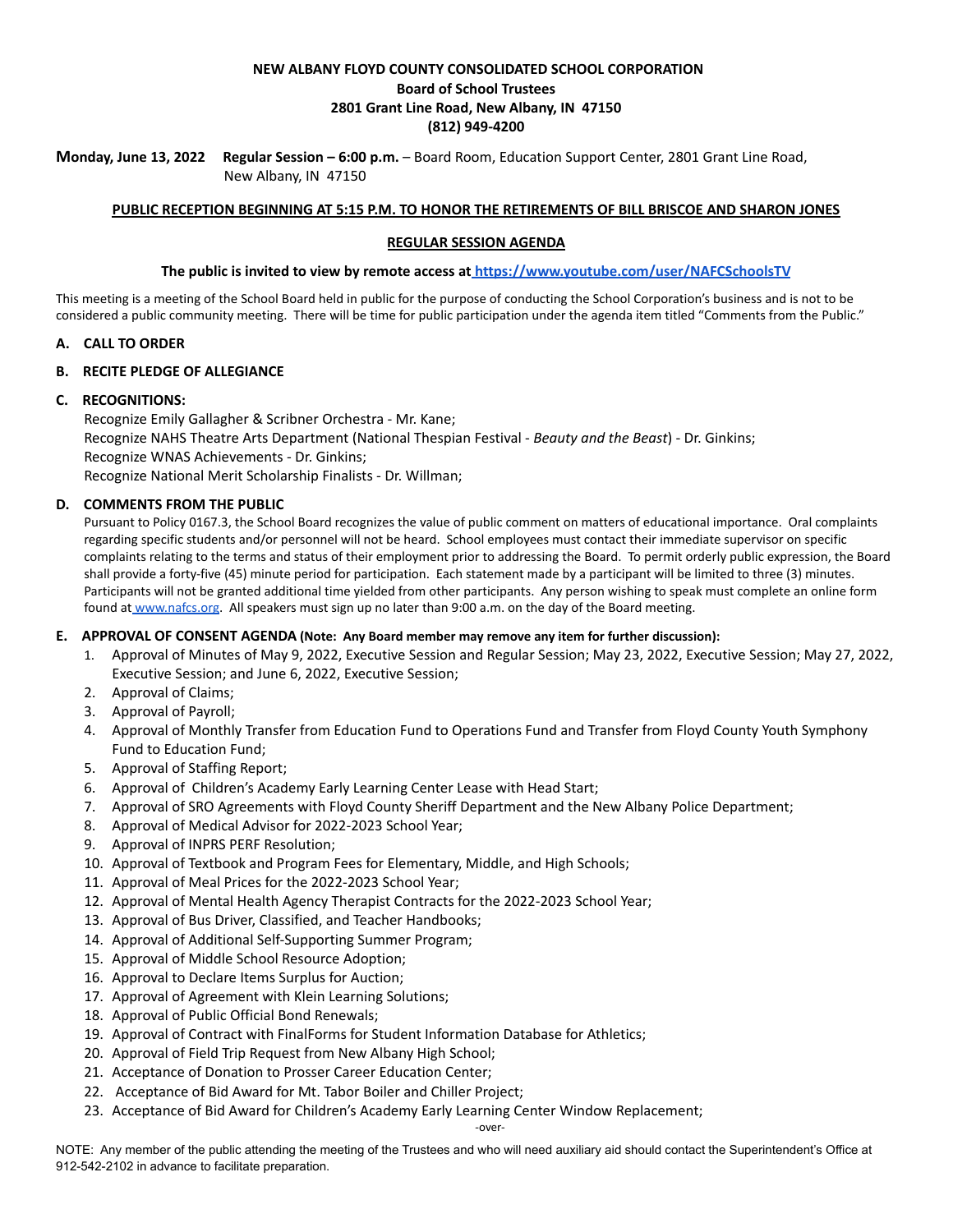**NEW ALBANY FLOYD COUNTY CONSOLIDATED SCHOOL CORPORATION**
**Board of School Trustees**
**2801 Grant Line Road, New Albany, IN 47150**
**(812) 949-4200**

**Monday, June 13, 2022** **Regular Session – 6:00 p.m.** – Board Room, Education Support Center, 2801 Grant Line Road, New Albany, IN 47150

**PUBLIC RECEPTION BEGINNING AT 5:15 P.M. TO HONOR THE RETIREMENTS OF BILL BRISCOE AND SHARON JONES**

**REGULAR SESSION AGENDA**

**The public is invited to view by remote access at https://www.youtube.com/user/NAFCSchoolsTV**

This meeting is a meeting of the School Board held in public for the purpose of conducting the School Corporation's business and is not to be considered a public community meeting. There will be time for public participation under the agenda item titled "Comments from the Public."

**A. CALL TO ORDER**

**B. RECITE PLEDGE OF ALLEGIANCE**

**C. RECOGNITIONS:**

Recognize Emily Gallagher & Scribner Orchestra - Mr. Kane;
Recognize NAHS Theatre Arts Department (National Thespian Festival - *Beauty and the Beast*) - Dr. Ginkins;
Recognize WNAS Achievements - Dr. Ginkins;
Recognize National Merit Scholarship Finalists - Dr. Willman;

**D. COMMENTS FROM THE PUBLIC**

Pursuant to Policy 0167.3, the School Board recognizes the value of public comment on matters of educational importance. Oral complaints regarding specific students and/or personnel will not be heard. School employees must contact their immediate supervisor on specific complaints relating to the terms and status of their employment prior to addressing the Board. To permit orderly public expression, the Board shall provide a forty-five (45) minute period for participation. Each statement made by a participant will be limited to three (3) minutes. Participants will not be granted additional time yielded from other participants. Any person wishing to speak must complete an online form found at www.nafcs.org. All speakers must sign up no later than 9:00 a.m. on the day of the Board meeting.

**E. APPROVAL OF CONSENT AGENDA (Note: Any Board member may remove any item for further discussion):**

1. Approval of Minutes of May 9, 2022, Executive Session and Regular Session; May 23, 2022, Executive Session; May 27, 2022, Executive Session; and June 6, 2022, Executive Session;
2. Approval of Claims;
3. Approval of Payroll;
4. Approval of Monthly Transfer from Education Fund to Operations Fund and Transfer from Floyd County Youth Symphony Fund to Education Fund;
5. Approval of Staffing Report;
6. Approval of Children's Academy Early Learning Center Lease with Head Start;
7. Approval of SRO Agreements with Floyd County Sheriff Department and the New Albany Police Department;
8. Approval of Medical Advisor for 2022-2023 School Year;
9. Approval of INPRS PERF Resolution;
10. Approval of Textbook and Program Fees for Elementary, Middle, and High Schools;
11. Approval of Meal Prices for the 2022-2023 School Year;
12. Approval of Mental Health Agency Therapist Contracts for the 2022-2023 School Year;
13. Approval of Bus Driver, Classified, and Teacher Handbooks;
14. Approval of Additional Self-Supporting Summer Program;
15. Approval of Middle School Resource Adoption;
16. Approval to Declare Items Surplus for Auction;
17. Approval of Agreement with Klein Learning Solutions;
18. Approval of Public Official Bond Renewals;
19. Approval of Contract with FinalForms for Student Information Database for Athletics;
20. Approval of Field Trip Request from New Albany High School;
21. Acceptance of Donation to Prosser Career Education Center;
22. Acceptance of Bid Award for Mt. Tabor Boiler and Chiller Project;
23. Acceptance of Bid Award for Children's Academy Early Learning Center Window Replacement;

-over-

NOTE: Any member of the public attending the meeting of the Trustees and who will need auxiliary aid should contact the Superintendent's Office at 912-542-2102 in advance to facilitate preparation.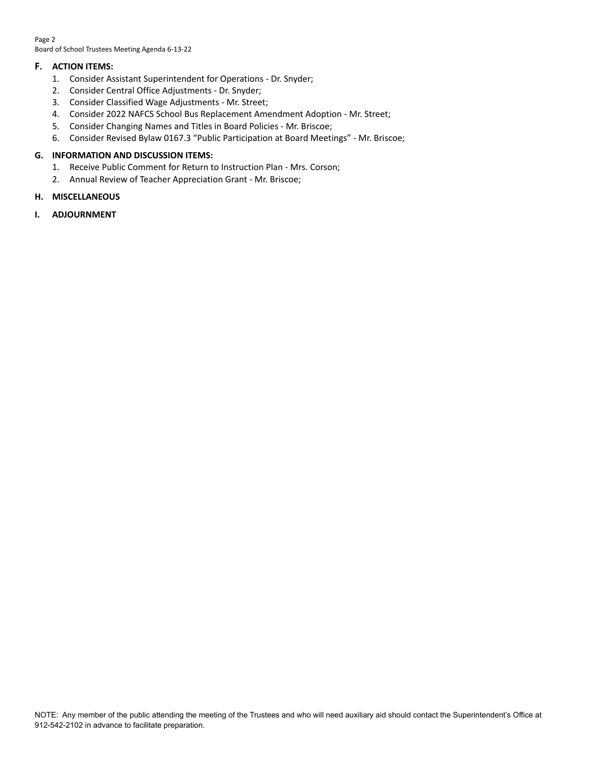## F. ACTION ITEMS:

1. Consider Assistant Superintendent for Operations - Dr. Snyder;
2. Consider Central Office Adjustments - Dr. Snyder;
3. Consider Classified Wage Adjustments - Mr. Street;
4. Consider 2022 NAFCS School Bus Replacement Amendment Adoption - Mr. Street;
5. Consider Changing Names and Titles in Board Policies - Mr. Briscoe;
6. Consider Revised Bylaw 0167.3 "Public Participation at Board Meetings" - Mr. Briscoe;

## G. INFORMATION AND DISCUSSION ITEMS:

1. Receive Public Comment for Return to Instruction Plan - Mrs. Corson;
2. Annual Review of Teacher Appreciation Grant - Mr. Briscoe;

## H. MISCELLANEOUS

## I. ADJOURNMENT

NOTE: Any member of the public attending the meeting of the Trustees and who will need auxiliary aid should contact the Superintendent's Office at 912-542-2102 in advance to facilitate preparation.